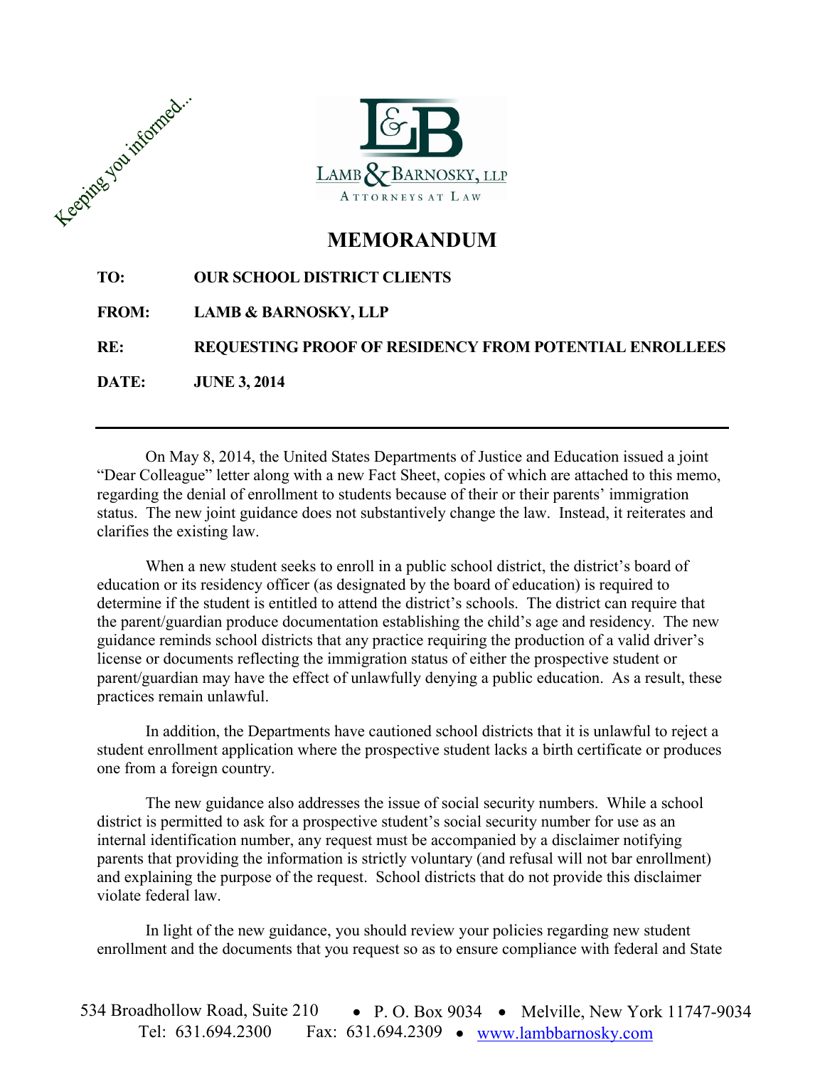Keeping you informed...

LAMB & BARNOSKY, LLP
ATTORNEYS AT LAW

# MEMORANDUM

**TO:** OUR SCHOOL DISTRICT CLIENTS

**FROM:** LAMB & BARNOSKY, LLP

**RE:** REQUESTING PROOF OF RESIDENCY FROM POTENTIAL ENROLLEES

**DATE:** JUNE 3, 2014

---

On May 8, 2014, the United States Departments of Justice and Education issued a joint "Dear Colleague" letter along with a new Fact Sheet, copies of which are attached to this memo, regarding the denial of enrollment to students because of their or their parents' immigration status. The new joint guidance does not substantively change the law. Instead, it reiterates and clarifies the existing law.

When a new student seeks to enroll in a public school district, the district's board of education or its residency officer (as designated by the board of education) is required to determine if the student is entitled to attend the district's schools. The district can require that the parent/guardian produce documentation establishing the child's age and residency. The new guidance reminds school districts that any practice requiring the production of a valid driver's license or documents reflecting the immigration status of either the prospective student or parent/guardian may have the effect of unlawfully denying a public education. As a result, these practices remain unlawful.

In addition, the Departments have cautioned school districts that it is unlawful to reject a student enrollment application where the prospective student lacks a birth certificate or produces one from a foreign country.

The new guidance also addresses the issue of social security numbers. While a school district is permitted to ask for a prospective student's social security number for use as an internal identification number, any request must be accompanied by a disclaimer notifying parents that providing the information is strictly voluntary (and refusal will not bar enrollment) and explaining the purpose of the request. School districts that do not provide this disclaimer violate federal law.

In light of the new guidance, you should review your policies regarding new student enrollment and the documents that you request so as to ensure compliance with federal and State

534 Broadhollow Road, Suite 210 • P. O. Box 9034 • Melville, New York 11747-9034
Tel: 631.694.2300 Fax: 631.694.2309 • www.lambbarnosky.com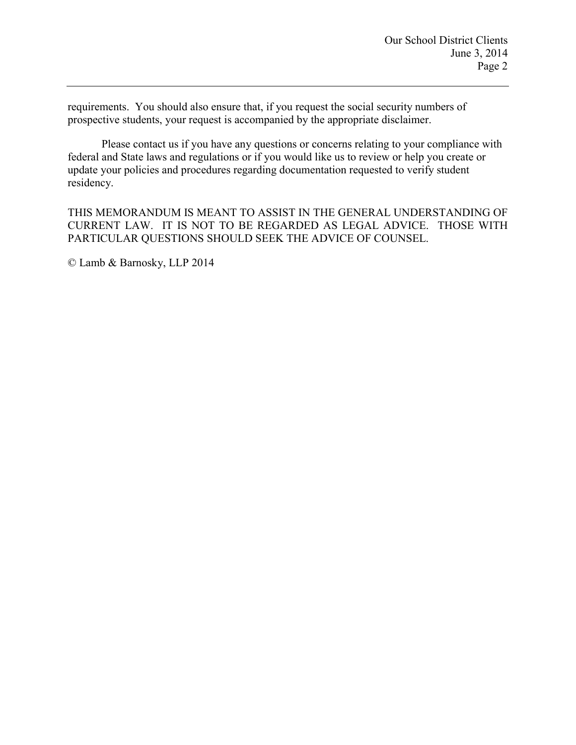requirements. You should also ensure that, if you request the social security numbers of prospective students, your request is accompanied by the appropriate disclaimer.

Please contact us if you have any questions or concerns relating to your compliance with federal and State laws and regulations or if you would like us to review or help you create or update your policies and procedures regarding documentation requested to verify student residency.

THIS MEMORANDUM IS MEANT TO ASSIST IN THE GENERAL UNDERSTANDING OF CURRENT LAW. IT IS NOT TO BE REGARDED AS LEGAL ADVICE. THOSE WITH PARTICULAR QUESTIONS SHOULD SEEK THE ADVICE OF COUNSEL.

© Lamb & Barnosky, LLP 2014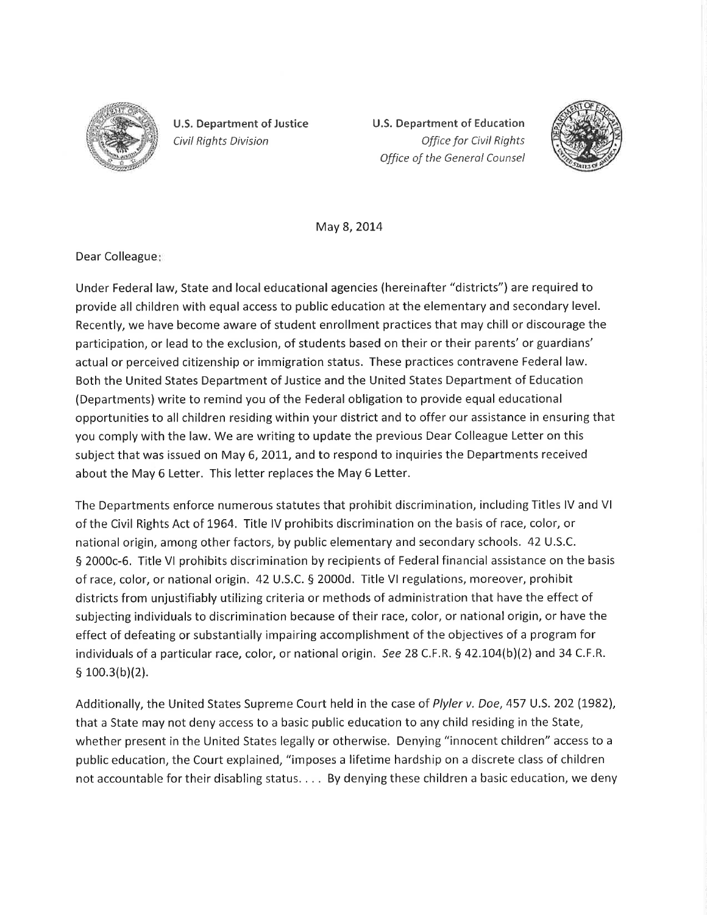U.S. Department of Justice
*Civil Rights Division*

U.S. Department of Education
*Office for Civil Rights*
*Office of the General Counsel*

May 8, 2014

Dear Colleague:

Under Federal law, State and local educational agencies (hereinafter "districts") are required to provide all children with equal access to public education at the elementary and secondary level. Recently, we have become aware of student enrollment practices that may chill or discourage the participation, or lead to the exclusion, of students based on their or their parents' or guardians' actual or perceived citizenship or immigration status. These practices contravene Federal law. Both the United States Department of Justice and the United States Department of Education (Departments) write to remind you of the Federal obligation to provide equal educational opportunities to all children residing within your district and to offer our assistance in ensuring that you comply with the law. We are writing to update the previous Dear Colleague Letter on this subject that was issued on May 6, 2011, and to respond to inquiries the Departments received about the May 6 Letter. This letter replaces the May 6 Letter.

The Departments enforce numerous statutes that prohibit discrimination, including Titles IV and VI of the Civil Rights Act of 1964. Title IV prohibits discrimination on the basis of race, color, or national origin, among other factors, by public elementary and secondary schools. 42 U.S.C. § 2000c-6. Title VI prohibits discrimination by recipients of Federal financial assistance on the basis of race, color, or national origin. 42 U.S.C. § 2000d. Title VI regulations, moreover, prohibit districts from unjustifiably utilizing criteria or methods of administration that have the effect of subjecting individuals to discrimination because of their race, color, or national origin, or have the effect of defeating or substantially impairing accomplishment of the objectives of a program for individuals of a particular race, color, or national origin. *See* 28 C.F.R. § 42.104(b)(2) and 34 C.F.R. § 100.3(b)(2).

Additionally, the United States Supreme Court held in the case of *Plyler v. Doe*, 457 U.S. 202 (1982), that a State may not deny access to a basic public education to any child residing in the State, whether present in the United States legally or otherwise. Denying "innocent children" access to a public education, the Court explained, "imposes a lifetime hardship on a discrete class of children not accountable for their disabling status. . . . By denying these children a basic education, we deny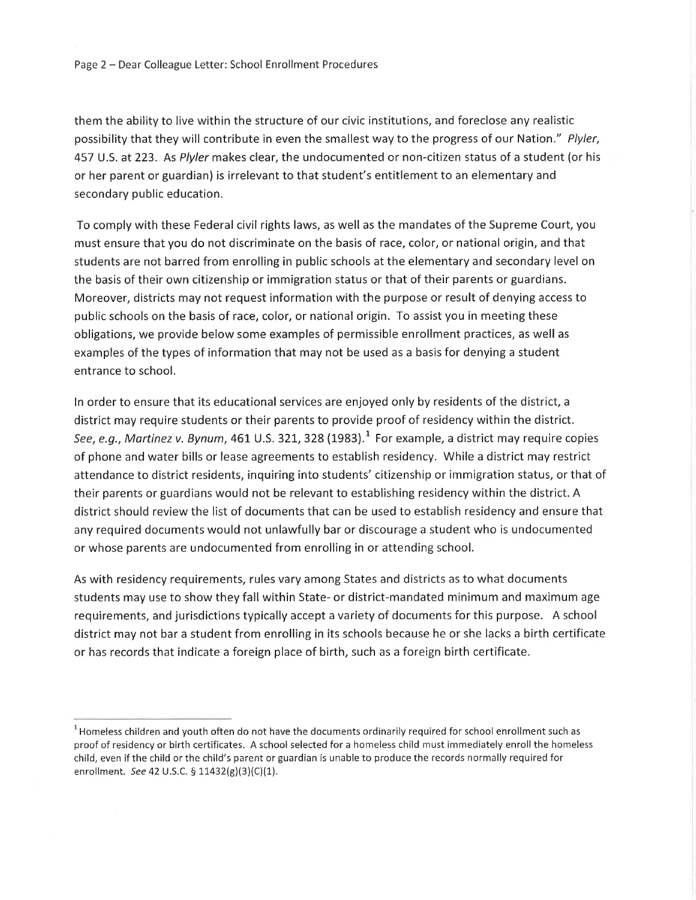them the ability to live within the structure of our civic institutions, and foreclose any realistic possibility that they will contribute in even the smallest way to the progress of our Nation." *Plyler*, 457 U.S. at 223. As *Plyler* makes clear, the undocumented or non-citizen status of a student (or his or her parent or guardian) is irrelevant to that student's entitlement to an elementary and secondary public education.

To comply with these Federal civil rights laws, as well as the mandates of the Supreme Court, you must ensure that you do not discriminate on the basis of race, color, or national origin, and that students are not barred from enrolling in public schools at the elementary and secondary level on the basis of their own citizenship or immigration status or that of their parents or guardians. Moreover, districts may not request information with the purpose or result of denying access to public schools on the basis of race, color, or national origin. To assist you in meeting these obligations, we provide below some examples of permissible enrollment practices, as well as examples of the types of information that may not be used as a basis for denying a student entrance to school.

In order to ensure that its educational services are enjoyed only by residents of the district, a district may require students or their parents to provide proof of residency within the district. *See, e.g., Martinez v. Bynum*, 461 U.S. 321, 328 (1983).[1] For example, a district may require copies of phone and water bills or lease agreements to establish residency. While a district may restrict attendance to district residents, inquiring into students' citizenship or immigration status, or that of their parents or guardians would not be relevant to establishing residency within the district. A district should review the list of documents that can be used to establish residency and ensure that any required documents would not unlawfully bar or discourage a student who is undocumented or whose parents are undocumented from enrolling in or attending school.

As with residency requirements, rules vary among States and districts as to what documents students may use to show they fall within State- or district-mandated minimum and maximum age requirements, and jurisdictions typically accept a variety of documents for this purpose. A school district may not bar a student from enrolling in its schools because he or she lacks a birth certificate or has records that indicate a foreign place of birth, such as a foreign birth certificate.

---

[1] Homeless children and youth often do not have the documents ordinarily required for school enrollment such as proof of residency or birth certificates. A school selected for a homeless child must immediately enroll the homeless child, even if the child or the child's parent or guardian is unable to produce the records normally required for enrollment. *See* 42 U.S.C. § 11432(g)(3)(C)(1).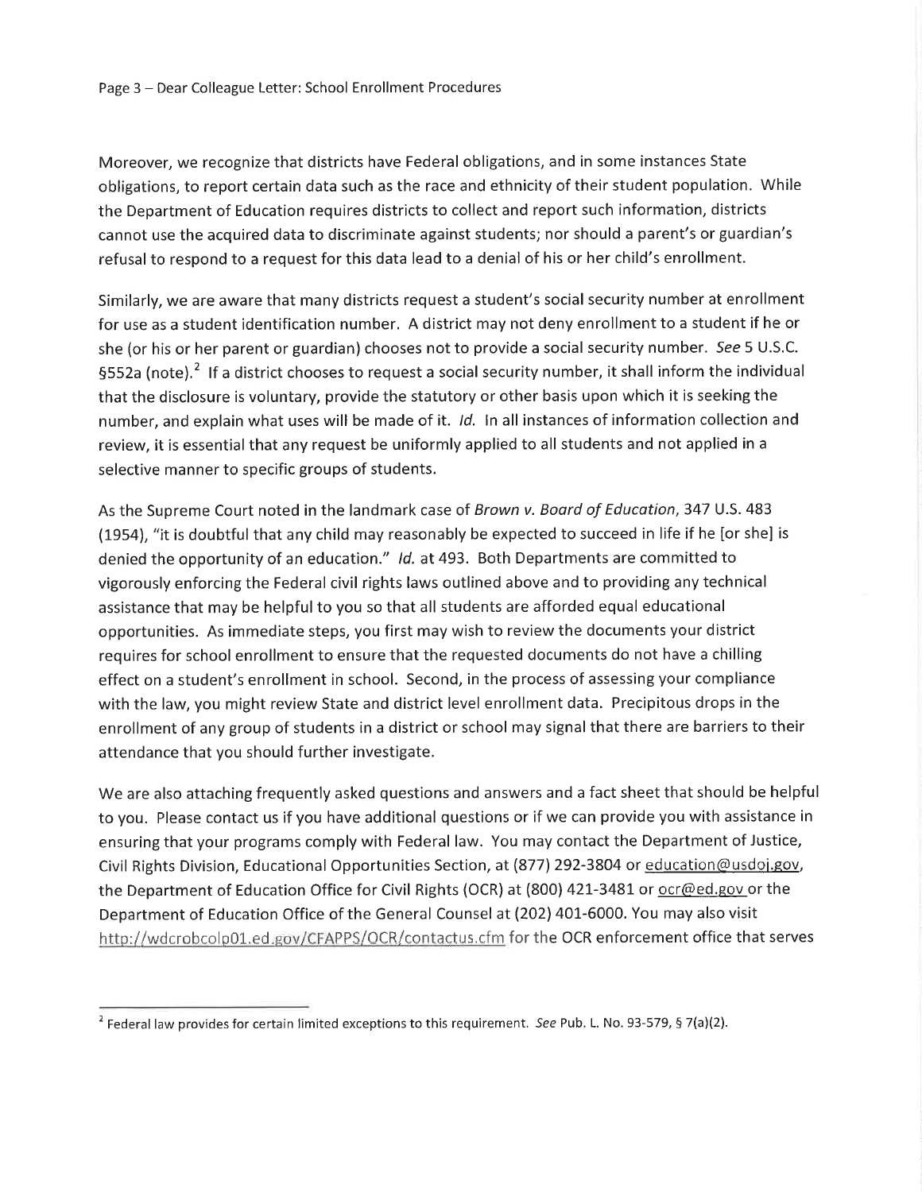Moreover, we recognize that districts have Federal obligations, and in some instances State obligations, to report certain data such as the race and ethnicity of their student population. While the Department of Education requires districts to collect and report such information, districts cannot use the acquired data to discriminate against students; nor should a parent's or guardian's refusal to respond to a request for this data lead to a denial of his or her child's enrollment.

Similarly, we are aware that many districts request a student's social security number at enrollment for use as a student identification number. A district may not deny enrollment to a student if he or she (or his or her parent or guardian) chooses not to provide a social security number. *See* 5 U.S.C. §552a (note).[2] If a district chooses to request a social security number, it shall inform the individual that the disclosure is voluntary, provide the statutory or other basis upon which it is seeking the number, and explain what uses will be made of it. *Id.* In all instances of information collection and review, it is essential that any request be uniformly applied to all students and not applied in a selective manner to specific groups of students.

As the Supreme Court noted in the landmark case of *Brown v. Board of Education*, 347 U.S. 483 (1954), "it is doubtful that any child may reasonably be expected to succeed in life if he [or she] is denied the opportunity of an education." *Id.* at 493. Both Departments are committed to vigorously enforcing the Federal civil rights laws outlined above and to providing any technical assistance that may be helpful to you so that all students are afforded equal educational opportunities. As immediate steps, you first may wish to review the documents your district requires for school enrollment to ensure that the requested documents do not have a chilling effect on a student's enrollment in school. Second, in the process of assessing your compliance with the law, you might review State and district level enrollment data. Precipitous drops in the enrollment of any group of students in a district or school may signal that there are barriers to their attendance that you should further investigate.

We are also attaching frequently asked questions and answers and a fact sheet that should be helpful to you. Please contact us if you have additional questions or if we can provide you with assistance in ensuring that your programs comply with Federal law. You may contact the Department of Justice, Civil Rights Division, Educational Opportunities Section, at (877) 292-3804 or education@usdoj.gov, the Department of Education Office for Civil Rights (OCR) at (800) 421-3481 or ocr@ed.gov or the Department of Education Office of the General Counsel at (202) 401-6000. You may also visit http://wdcrobcolp01.ed.gov/CFAPPS/OCR/contactus.cfm for the OCR enforcement office that serves

[2] Federal law provides for certain limited exceptions to this requirement. *See* Pub. L. No. 93-579, § 7(a)(2).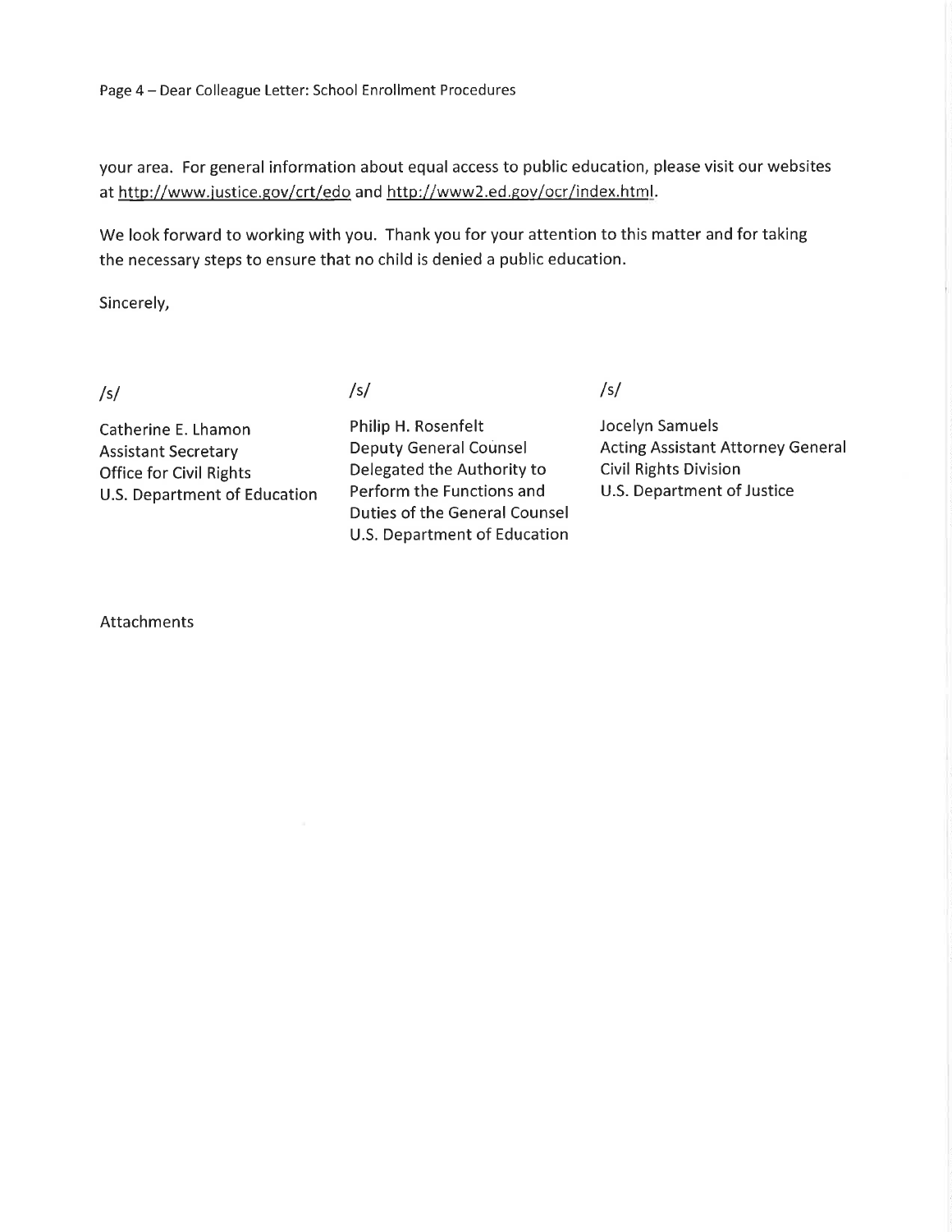your area. For general information about equal access to public education, please visit our websites at http://www.justice.gov/crt/edo and http://www2.ed.gov/ocr/index.html.

We look forward to working with you. Thank you for your attention to this matter and for taking the necessary steps to ensure that no child is denied a public education.

Sincerely,

/s/

Catherine E. Lhamon
Assistant Secretary
Office for Civil Rights
U.S. Department of Education

/s/

Philip H. Rosenfelt
Deputy General Counsel
Delegated the Authority to Perform the Functions and Duties of the General Counsel
U.S. Department of Education

/s/

Jocelyn Samuels
Acting Assistant Attorney General
Civil Rights Division
U.S. Department of Justice

Attachments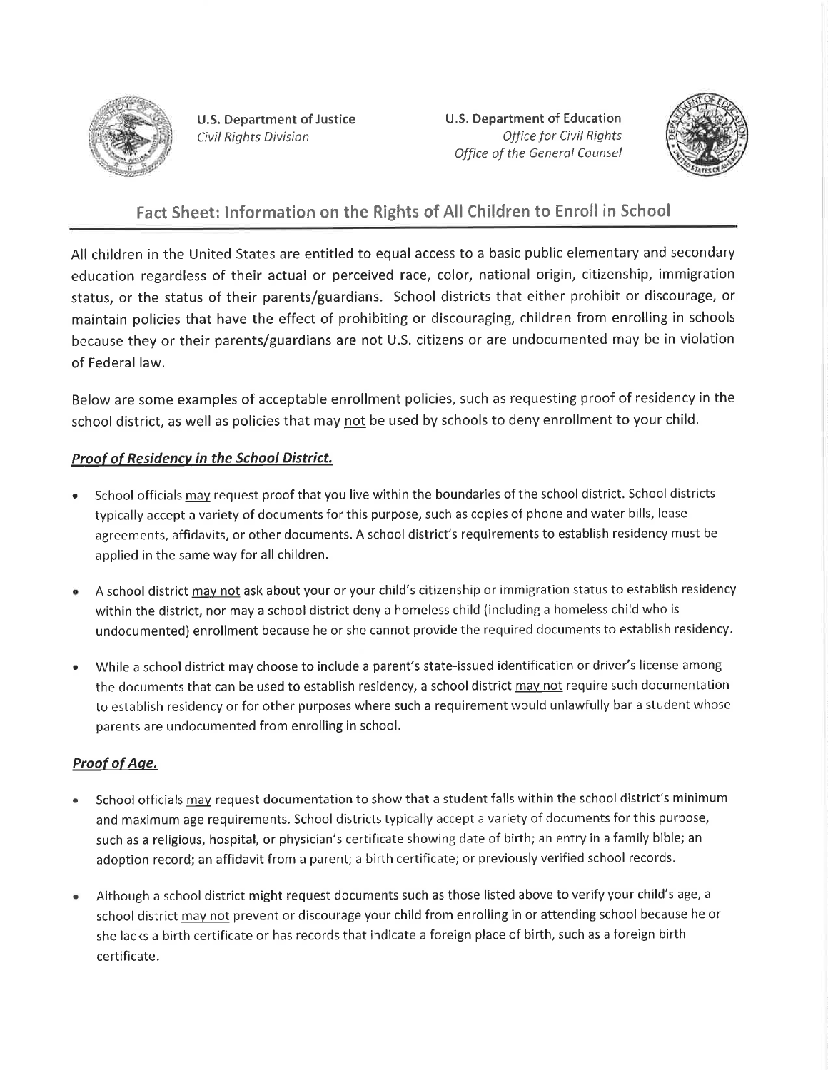U.S. Department of Justice
*Civil Rights Division*

U.S. Department of Education
*Office for Civil Rights*
*Office of the General Counsel*

## Fact Sheet: Information on the Rights of All Children to Enroll in School

All children in the United States are entitled to equal access to a basic public elementary and secondary education regardless of their actual or perceived race, color, national origin, citizenship, immigration status, or the status of their parents/guardians. School districts that either prohibit or discourage, or maintain policies that have the effect of prohibiting or discouraging, children from enrolling in schools because they or their parents/guardians are not U.S. citizens or are undocumented may be in violation of Federal law.

Below are some examples of acceptable enrollment policies, such as requesting proof of residency in the school district, as well as policies that may <u>not</u> be used by schools to deny enrollment to your child.

### ***<u>Proof of Residency in the School District.</u>***

- School officials <u>may</u> request proof that you live within the boundaries of the school district. School districts typically accept a variety of documents for this purpose, such as copies of phone and water bills, lease agreements, affidavits, or other documents. A school district's requirements to establish residency must be applied in the same way for all children.
- A school district <u>may not</u> ask about your or your child's citizenship or immigration status to establish residency within the district, nor may a school district deny a homeless child (including a homeless child who is undocumented) enrollment because he or she cannot provide the required documents to establish residency.
- While a school district may choose to include a parent's state-issued identification or driver's license among the documents that can be used to establish residency, a school district <u>may not</u> require such documentation to establish residency or for other purposes where such a requirement would unlawfully bar a student whose parents are undocumented from enrolling in school.

### ***<u>Proof of Age.</u>***

- School officials <u>may</u> request documentation to show that a student falls within the school district's minimum and maximum age requirements. School districts typically accept a variety of documents for this purpose, such as a religious, hospital, or physician's certificate showing date of birth; an entry in a family bible; an adoption record; an affidavit from a parent; a birth certificate; or previously verified school records.
- Although a school district might request documents such as those listed above to verify your child's age, a school district <u>may not</u> prevent or discourage your child from enrolling in or attending school because he or she lacks a birth certificate or has records that indicate a foreign place of birth, such as a foreign birth certificate.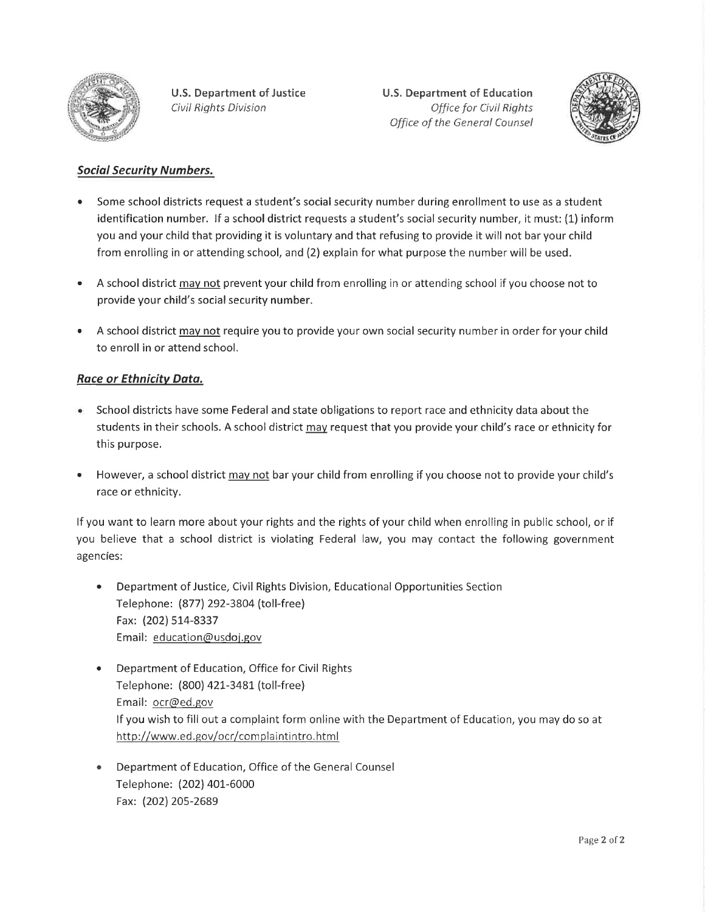## ***Social Security Numbers.***

- Some school districts request a student's social security number during enrollment to use as a student identification number. If a school district requests a student's social security number, it must: (1) inform you and your child that providing it is voluntary and that refusing to provide it will not bar your child from enrolling in or attending school, and (2) explain for what purpose the number will be used.

- A school district may not prevent your child from enrolling in or attending school if you choose not to provide your child's social security number.

- A school district may not require you to provide your own social security number in order for your child to enroll in or attend school.

## ***Race or Ethnicity Data.***

- School districts have some Federal and state obligations to report race and ethnicity data about the students in their schools. A school district may request that you provide your child's race or ethnicity for this purpose.

- However, a school district may not bar your child from enrolling if you choose not to provide your child's race or ethnicity.

If you want to learn more about your rights and the rights of your child when enrolling in public school, or if you believe that a school district is violating Federal law, you may contact the following government agencies:

- Department of Justice, Civil Rights Division, Educational Opportunities Section
  Telephone: (877) 292-3804 (toll-free)
  Fax: (202) 514-8337
  Email: education@usdoj.gov

- Department of Education, Office for Civil Rights
  Telephone: (800) 421-3481 (toll-free)
  Email: ocr@ed.gov
  If you wish to fill out a complaint form online with the Department of Education, you may do so at http://www.ed.gov/ocr/complaintintro.html

- Department of Education, Office of the General Counsel
  Telephone: (202) 401-6000
  Fax: (202) 205-2689